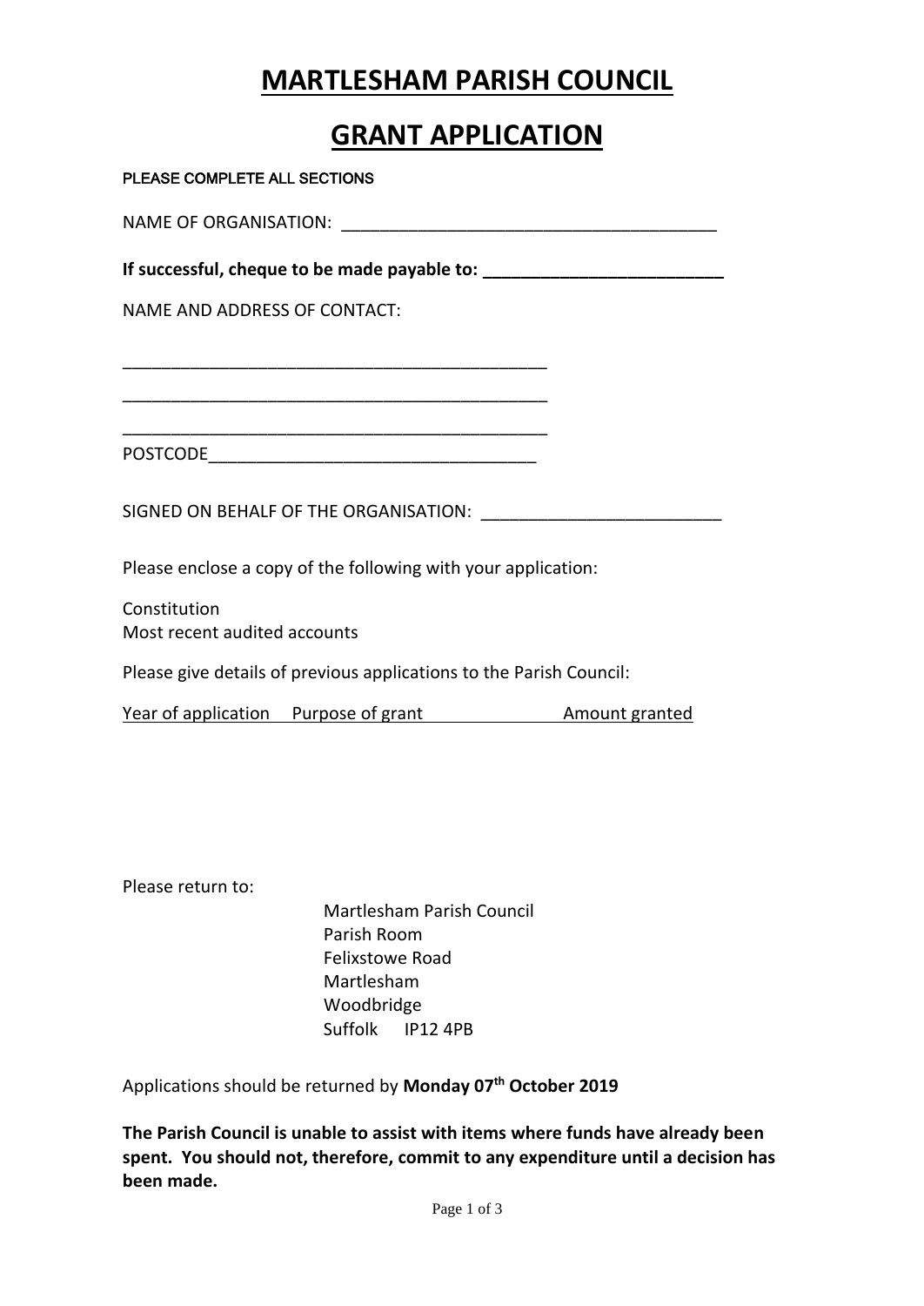# MARTLESHAM PARISH COUNCIL

# GRANT APPLICATION

PLEASE COMPLETE ALL SECTIONS

NAME OF ORGANISATION: ________________________________________

**If successful, cheque to be made payable to: _________________________**

NAME AND ADDRESS OF CONTACT:

_____________________________________________

_____________________________________________

_____________________________________________

POSTCODE___________________________________

SIGNED ON BEHALF OF THE ORGANISATION: _________________________

Please enclose a copy of the following with your application:

Constitution
Most recent audited accounts

Please give details of previous applications to the Parish Council:

| Year of application | Purpose of grant | Amount granted |
|---|---|---|
| | | |

Please return to:

Martlesham Parish Council
Parish Room
Felixstowe Road
Martlesham
Woodbridge
Suffolk IP12 4PB

Applications should be returned by **Monday 07th October 2019**

**The Parish Council is unable to assist with items where funds have already been spent. You should not, therefore, commit to any expenditure until a decision has been made.**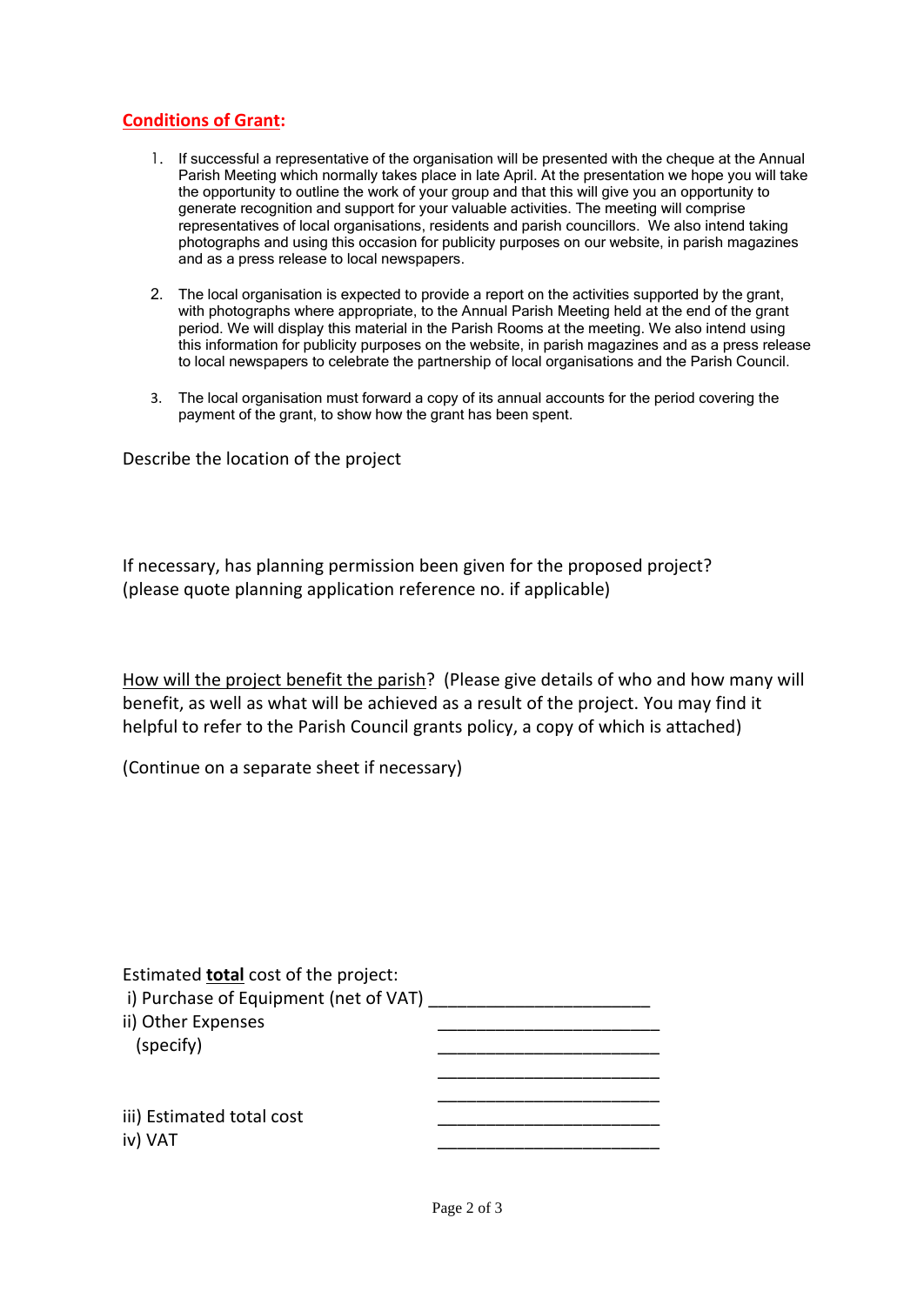## **Conditions of Grant:**

1. If successful a representative of the organisation will be presented with the cheque at the Annual Parish Meeting which normally takes place in late April. At the presentation we hope you will take the opportunity to outline the work of your group and that this will give you an opportunity to generate recognition and support for your valuable activities. The meeting will comprise representatives of local organisations, residents and parish councillors. We also intend taking photographs and using this occasion for publicity purposes on our website, in parish magazines and as a press release to local newspapers.

2. The local organisation is expected to provide a report on the activities supported by the grant, with photographs where appropriate, to the Annual Parish Meeting held at the end of the grant period. We will display this material in the Parish Rooms at the meeting. We also intend using this information for publicity purposes on the website, in parish magazines and as a press release to local newspapers to celebrate the partnership of local organisations and the Parish Council.

3. The local organisation must forward a copy of its annual accounts for the period covering the payment of the grant, to show how the grant has been spent.

Describe the location of the project

If necessary, has planning permission been given for the proposed project? (please quote planning application reference no. if applicable)

<u>How will the project benefit the parish</u>? (Please give details of who and how many will benefit, as well as what will be achieved as a result of the project. You may find it helpful to refer to the Parish Council grants policy, a copy of which is attached)

(Continue on a separate sheet if necessary)

Estimated **<u>total</u>** cost of the project:

i) Purchase of Equipment (net of VAT) ______________________

ii) Other Expenses ______________________

(specify) ______________________

______________________

______________________

iii) Estimated total cost ______________________

iv) VAT ______________________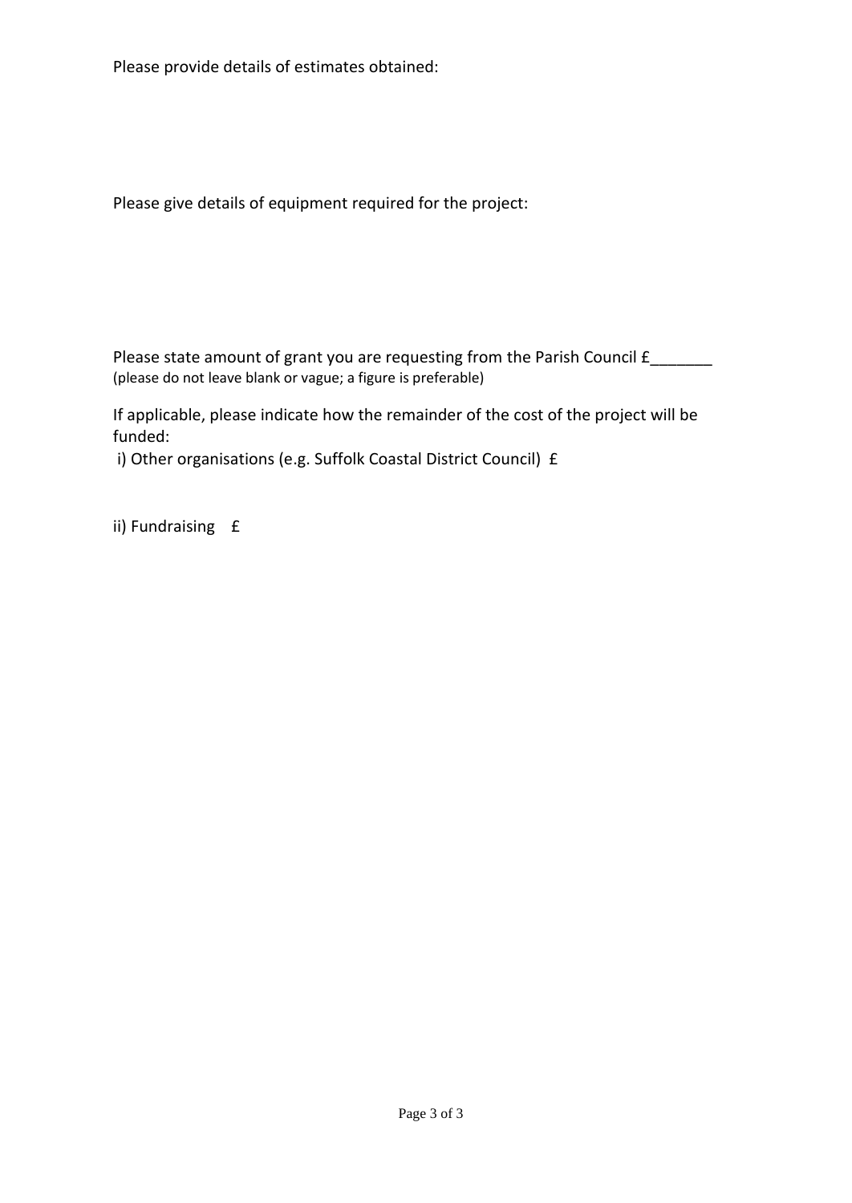Please provide details of estimates obtained:

Please give details of equipment required for the project:

Please state amount of grant you are requesting from the Parish Council £_______
(please do not leave blank or vague; a figure is preferable)

If applicable, please indicate how the remainder of the cost of the project will be funded:

i) Other organisations (e.g. Suffolk Coastal District Council) £

ii) Fundraising £